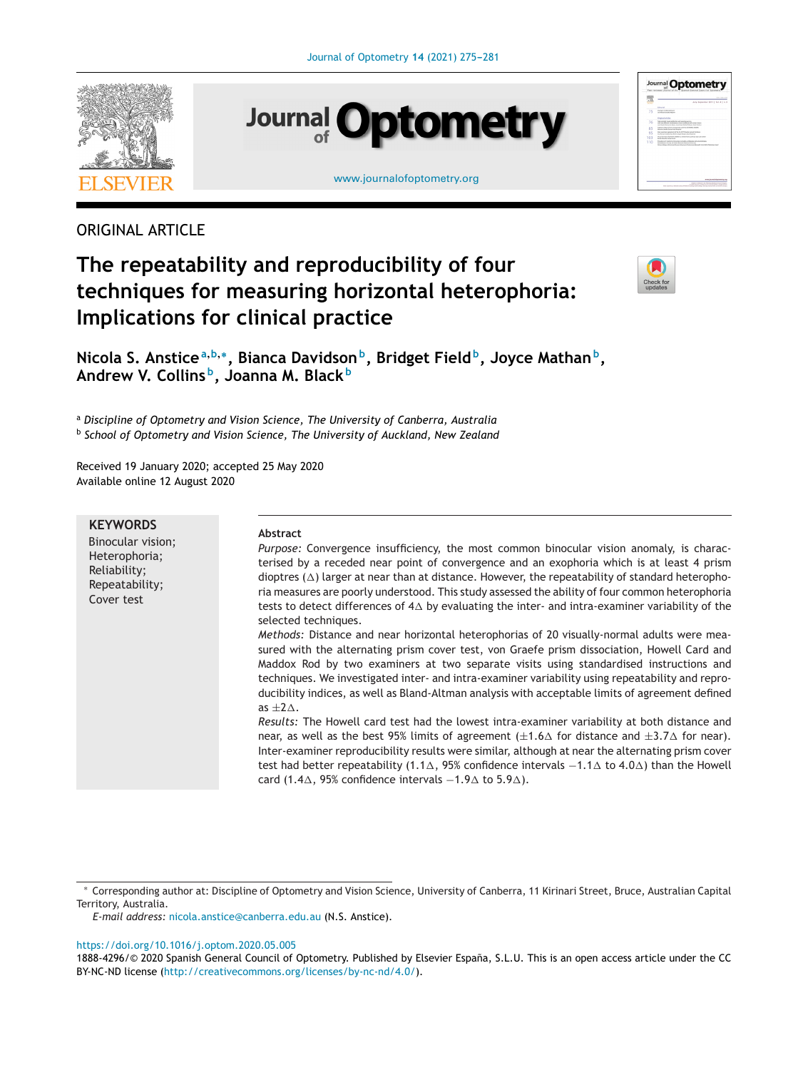ORIGINAL ARTICLE

# The repeatability and reproducibility of four techniques for measuring horizontal heterophoria: Implications for clinical practice

**Nicola S. Anstice[a,b,*], Bianca Davidson[b], Bridget Field[b], Joyce Mathan[b], Andrew V. Collins[b], Joanna M. Black[b]**

[a] *Discipline of Optometry and Vision Science, The University of Canberra, Australia*
[b] *School of Optometry and Vision Science, The University of Auckland, New Zealand*

Received 19 January 2020; accepted 25 May 2020
Available online 12 August 2020

**KEYWORDS**
Binocular vision;
Heterophoria;
Reliability;
Repeatability;
Cover test

**Abstract**

*Purpose:* Convergence insufficiency, the most common binocular vision anomaly, is characterised by a receded near point of convergence and an exophoria which is at least 4 prism dioptres (Δ) larger at near than at distance. However, the repeatability of standard heterophoria measures are poorly understood. This study assessed the ability of four common heterophoria tests to detect differences of 4Δ by evaluating the inter- and intra-examiner variability of the selected techniques.

*Methods:* Distance and near horizontal heterophorias of 20 visually-normal adults were measured with the alternating prism cover test, von Graefe prism dissociation, Howell Card and Maddox Rod by two examiners at two separate visits using standardised instructions and techniques. We investigated inter- and intra-examiner variability using repeatability and reproducibility indices, as well as Bland-Altman analysis with acceptable limits of agreement defined as ±2Δ.

*Results:* The Howell card test had the lowest intra-examiner variability at both distance and near, as well as the best 95% limits of agreement (±1.6Δ for distance and ±3.7Δ for near). Inter-examiner reproducibility results were similar, although at near the alternating prism cover test had better repeatability (1.1Δ, 95% confidence intervals −1.1Δ to 4.0Δ) than the Howell card (1.4Δ, 95% confidence intervals −1.9Δ to 5.9Δ).

* Corresponding author at: Discipline of Optometry and Vision Science, University of Canberra, 11 Kirinari Street, Bruce, Australian Capital Territory, Australia.
*E-mail address:* nicola.anstice@canberra.edu.au (N.S. Anstice).

https://doi.org/10.1016/j.optom.2020.05.005
1888-4296/© 2020 Spanish General Council of Optometry. Published by Elsevier España, S.L.U. This is an open access article under the CC BY-NC-ND license (http://creativecommons.org/licenses/by-nc-nd/4.0/).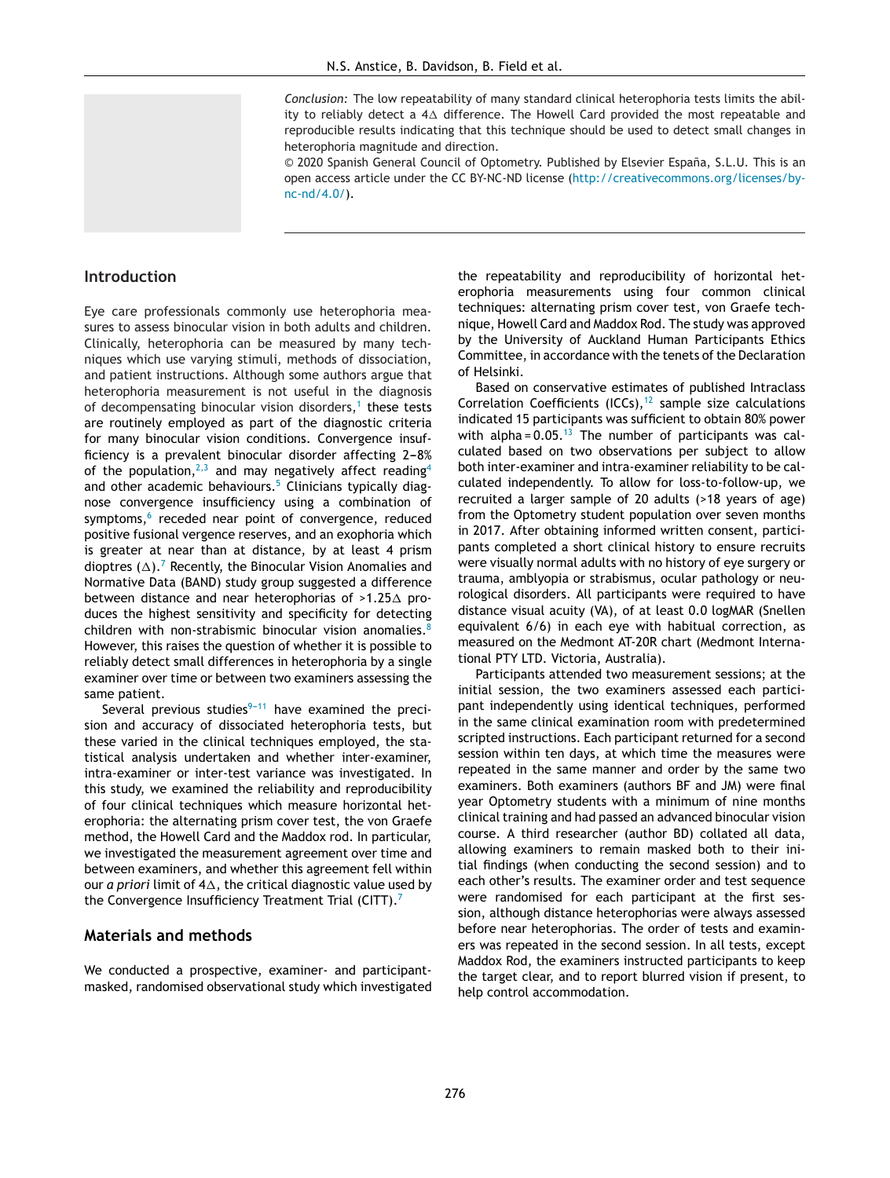*Conclusion:* The low repeatability of many standard clinical heterophoria tests limits the ability to reliably detect a 4Δ difference. The Howell Card provided the most repeatable and reproducible results indicating that this technique should be used to detect small changes in heterophoria magnitude and direction.

© 2020 Spanish General Council of Optometry. Published by Elsevier España, S.L.U. This is an open access article under the CC BY-NC-ND license (http://creativecommons.org/licenses/by-nc-nd/4.0/).

## Introduction

Eye care professionals commonly use heterophoria measures to assess binocular vision in both adults and children. Clinically, heterophoria can be measured by many techniques which use varying stimuli, methods of dissociation, and patient instructions. Although some authors argue that heterophoria measurement is not useful in the diagnosis of decompensating binocular vision disorders,[1] these tests are routinely employed as part of the diagnostic criteria for many binocular vision conditions. Convergence insufficiency is a prevalent binocular disorder affecting 2–8% of the population,[2,3] and may negatively affect reading[4] and other academic behaviours.[5] Clinicians typically diagnose convergence insufficiency using a combination of symptoms,[6] receded near point of convergence, reduced positive fusional vergence reserves, and an exophoria which is greater at near than at distance, by at least 4 prism dioptres (Δ).[7] Recently, the Binocular Vision Anomalies and Normative Data (BAND) study group suggested a difference between distance and near heterophorias of >1.25Δ produces the highest sensitivity and specificity for detecting children with non-strabismic binocular vision anomalies.[8] However, this raises the question of whether it is possible to reliably detect small differences in heterophoria by a single examiner over time or between two examiners assessing the same patient.

Several previous studies[9–11] have examined the precision and accuracy of dissociated heterophoria tests, but these varied in the clinical techniques employed, the statistical analysis undertaken and whether inter-examiner, intra-examiner or inter-test variance was investigated. In this study, we examined the reliability and reproducibility of four clinical techniques which measure horizontal heterophoria: the alternating prism cover test, the von Graefe method, the Howell Card and the Maddox rod. In particular, we investigated the measurement agreement over time and between examiners, and whether this agreement fell within our *a priori* limit of 4Δ, the critical diagnostic value used by the Convergence Insufficiency Treatment Trial (CITT).[7]

## Materials and methods

We conducted a prospective, examiner- and participant-masked, randomised observational study which investigated the repeatability and reproducibility of horizontal heterophoria measurements using four common clinical techniques: alternating prism cover test, von Graefe technique, Howell Card and Maddox Rod. The study was approved by the University of Auckland Human Participants Ethics Committee, in accordance with the tenets of the Declaration of Helsinki.

Based on conservative estimates of published Intraclass Correlation Coefficients (ICCs),[12] sample size calculations indicated 15 participants was sufficient to obtain 80% power with alpha = 0.05.[13] The number of participants was calculated based on two observations per subject to allow both inter-examiner and intra-examiner reliability to be calculated independently. To allow for loss-to-follow-up, we recruited a larger sample of 20 adults (>18 years of age) from the Optometry student population over seven months in 2017. After obtaining informed written consent, participants completed a short clinical history to ensure recruits were visually normal adults with no history of eye surgery or trauma, amblyopia or strabismus, ocular pathology or neurological disorders. All participants were required to have distance visual acuity (VA), of at least 0.0 logMAR (Snellen equivalent 6/6) in each eye with habitual correction, as measured on the Medmont AT-20R chart (Medmont International PTY LTD. Victoria, Australia).

Participants attended two measurement sessions; at the initial session, the two examiners assessed each participant independently using identical techniques, performed in the same clinical examination room with predetermined scripted instructions. Each participant returned for a second session within ten days, at which time the measures were repeated in the same manner and order by the same two examiners. Both examiners (authors BF and JM) were final year Optometry students with a minimum of nine months clinical training and had passed an advanced binocular vision course. A third researcher (author BD) collated all data, allowing examiners to remain masked both to their initial findings (when conducting the second session) and to each other's results. The examiner order and test sequence were randomised for each participant at the first session, although distance heterophorias were always assessed before near heterophorias. The order of tests and examiners was repeated in the second session. In all tests, except Maddox Rod, the examiners instructed participants to keep the target clear, and to report blurred vision if present, to help control accommodation.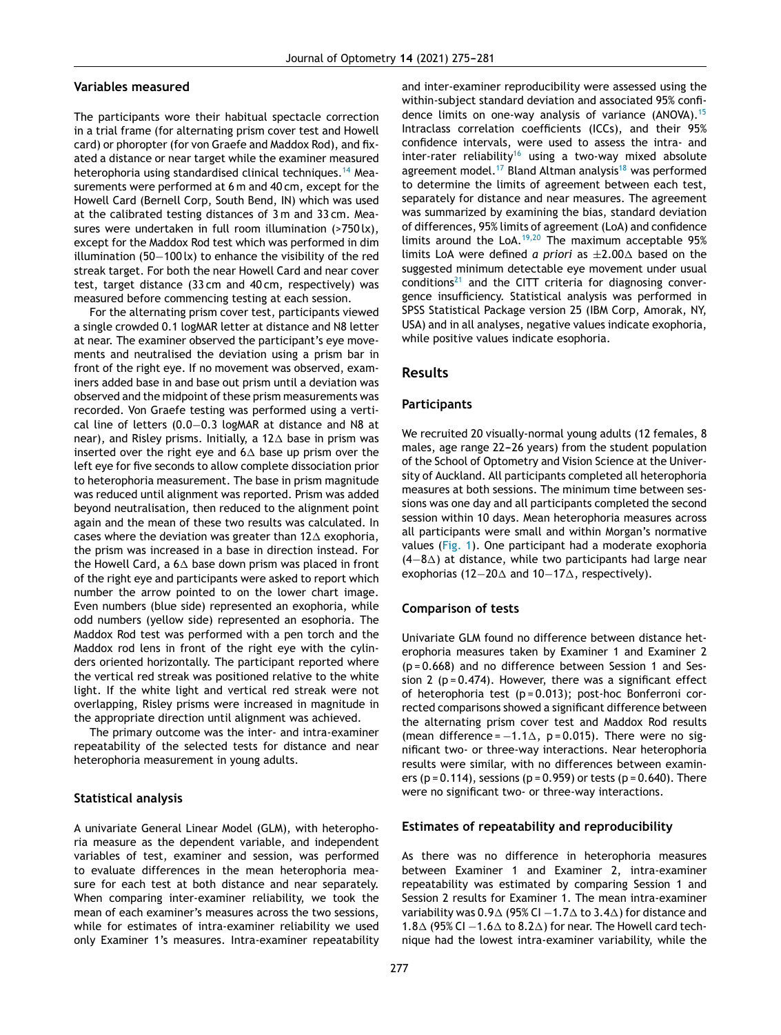### Variables measured

The participants wore their habitual spectacle correction in a trial frame (for alternating prism cover test and Howell card) or phoropter (for von Graefe and Maddox Rod), and fixated a distance or near target while the examiner measured heterophoria using standardised clinical techniques.[14] Measurements were performed at 6 m and 40 cm, except for the Howell Card (Bernell Corp, South Bend, IN) which was used at the calibrated testing distances of 3 m and 33 cm. Measures were undertaken in full room illumination (>750 lx), except for the Maddox Rod test which was performed in dim illumination (50–100 lx) to enhance the visibility of the red streak target. For both the near Howell Card and near cover test, target distance (33 cm and 40 cm, respectively) was measured before commencing testing at each session.

For the alternating prism cover test, participants viewed a single crowded 0.1 logMAR letter at distance and N8 letter at near. The examiner observed the participant's eye movements and neutralised the deviation using a prism bar in front of the right eye. If no movement was observed, examiners added base in and base out prism until a deviation was observed and the midpoint of these prism measurements was recorded. Von Graefe testing was performed using a vertical line of letters (0.0–0.3 logMAR at distance and N8 at near), and Risley prisms. Initially, a 12Δ base in prism was inserted over the right eye and 6Δ base up prism over the left eye for five seconds to allow complete dissociation prior to heterophoria measurement. The base in prism magnitude was reduced until alignment was reported. Prism was added beyond neutralisation, then reduced to the alignment point again and the mean of these two results was calculated. In cases where the deviation was greater than 12Δ exophoria, the prism was increased in a base in direction instead. For the Howell Card, a 6Δ base down prism was placed in front of the right eye and participants were asked to report which number the arrow pointed to on the lower chart image. Even numbers (blue side) represented an exophoria, while odd numbers (yellow side) represented an esophoria. The Maddox Rod test was performed with a pen torch and the Maddox rod lens in front of the right eye with the cylinders oriented horizontally. The participant reported where the vertical red streak was positioned relative to the white light. If the white light and vertical red streak were not overlapping, Risley prisms were increased in magnitude in the appropriate direction until alignment was achieved.

The primary outcome was the inter- and intra-examiner repeatability of the selected tests for distance and near heterophoria measurement in young adults.

### Statistical analysis

A univariate General Linear Model (GLM), with heterophoria measure as the dependent variable, and independent variables of test, examiner and session, was performed to evaluate differences in the mean heterophoria measure for each test at both distance and near separately. When comparing inter-examiner reliability, we took the mean of each examiner's measures across the two sessions, while for estimates of intra-examiner reliability we used only Examiner 1's measures. Intra-examiner repeatability and inter-examiner reproducibility were assessed using the within-subject standard deviation and associated 95% confidence limits on one-way analysis of variance (ANOVA).[15] Intraclass correlation coefficients (ICCs), and their 95% confidence intervals, were used to assess the intra- and inter-rater reliability[16] using a two-way mixed absolute agreement model.[17] Bland Altman analysis[18] was performed to determine the limits of agreement between each test, separately for distance and near measures. The agreement was summarized by examining the bias, standard deviation of differences, 95% limits of agreement (LoA) and confidence limits around the LoA.[19,20] The maximum acceptable 95% limits LoA were defined *a priori* as ±2.00Δ based on the suggested minimum detectable eye movement under usual conditions[21] and the CITT criteria for diagnosing convergence insufficiency. Statistical analysis was performed in SPSS Statistical Package version 25 (IBM Corp, Amorak, NY, USA) and in all analyses, negative values indicate exophoria, while positive values indicate esophoria.

## Results

### Participants

We recruited 20 visually-normal young adults (12 females, 8 males, age range 22–26 years) from the student population of the School of Optometry and Vision Science at the University of Auckland. All participants completed all heterophoria measures at both sessions. The minimum time between sessions was one day and all participants completed the second session within 10 days. Mean heterophoria measures across all participants were small and within Morgan's normative values (Fig. 1). One participant had a moderate exophoria (4–8Δ) at distance, while two participants had large near exophorias (12–20Δ and 10–17Δ, respectively).

### Comparison of tests

Univariate GLM found no difference between distance heterophoria measures taken by Examiner 1 and Examiner 2 ($p = 0.668$) and no difference between Session 1 and Session 2 ($p = 0.474$). However, there was a significant effect of heterophoria test ($p = 0.013$); post-hoc Bonferroni corrected comparisons showed a significant difference between the alternating prism cover test and Maddox Rod results (mean difference = −1.1Δ, $p = 0.015$). There were no significant two- or three-way interactions. Near heterophoria results were similar, with no differences between examiners ($p = 0.114$), sessions ($p = 0.959$) or tests ($p = 0.640$). There were no significant two- or three-way interactions.

### Estimates of repeatability and reproducibility

As there was no difference in heterophoria measures between Examiner 1 and Examiner 2, intra-examiner repeatability was estimated by comparing Session 1 and Session 2 results for Examiner 1. The mean intra-examiner variability was 0.9Δ (95% CI −1.7Δ to 3.4Δ) for distance and 1.8Δ (95% CI −1.6Δ to 8.2Δ) for near. The Howell card technique had the lowest intra-examiner variability, while the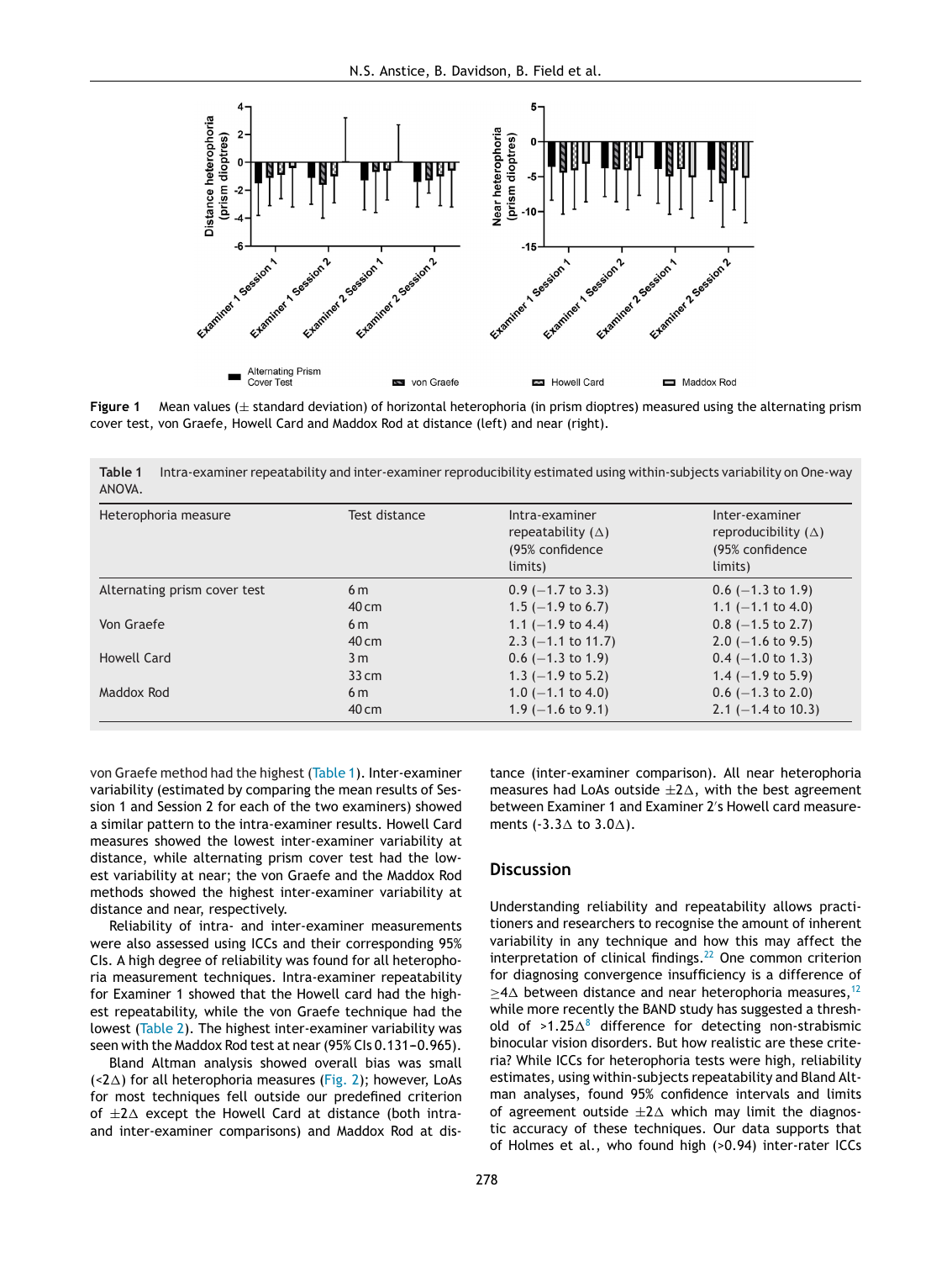Distance heterophoria (prism dioptres)

4
2
0
-2
-4
-6

Examiner 1 Session 1
Examiner 1 Session 2
Examiner 2 Session 1
Examiner 2 Session 2

Near heterophoria (prism dioptres)

5
0
-5
-10
-15

Examiner 1 Session 1
Examiner 1 Session 2
Examiner 2 Session 1
Examiner 2 Session 2

Alternating Prism Cover Test
von Graefe
Howell Card
Maddox Rod

**Figure 1** Mean values (± standard deviation) of horizontal heterophoria (in prism dioptres) measured using the alternating prism cover test, von Graefe, Howell Card and Maddox Rod at distance (left) and near (right).

**Table 1** Intra-examiner repeatability and inter-examiner reproducibility estimated using within-subjects variability on One-way ANOVA.

| Heterophoria measure | Test distance | Intra-examiner repeatability (Δ) (95% confidence limits) | Inter-examiner reproducibility (Δ) (95% confidence limits) |
|---|---|---|---|
| Alternating prism cover test | 6 m | 0.9 (−1.7 to 3.3) | 0.6 (−1.3 to 1.9) |
| | 40 cm | 1.5 (−1.9 to 6.7) | 1.1 (−1.1 to 4.0) |
| Von Graefe | 6 m | 1.1 (−1.9 to 4.4) | 0.8 (−1.5 to 2.7) |
| | 40 cm | 2.3 (−1.1 to 11.7) | 2.0 (−1.6 to 9.5) |
| Howell Card | 3 m | 0.6 (−1.3 to 1.9) | 0.4 (−1.0 to 1.3) |
| | 33 cm | 1.3 (−1.9 to 5.2) | 1.4 (−1.9 to 5.9) |
| Maddox Rod | 6 m | 1.0 (−1.1 to 4.0) | 0.6 (−1.3 to 2.0) |
| | 40 cm | 1.9 (−1.6 to 9.1) | 2.1 (−1.4 to 10.3) |

von Graefe method had the highest (Table 1). Inter-examiner variability (estimated by comparing the mean results of Session 1 and Session 2 for each of the two examiners) showed a similar pattern to the intra-examiner results. Howell Card measures showed the lowest inter-examiner variability at distance, while alternating prism cover test had the lowest variability at near; the von Graefe and the Maddox Rod methods showed the highest inter-examiner variability at distance and near, respectively.

Reliability of intra- and inter-examiner measurements were also assessed using ICCs and their corresponding 95% CIs. A high degree of reliability was found for all heterophoria measurement techniques. Intra-examiner repeatability for Examiner 1 showed that the Howell card had the highest repeatability, while the von Graefe technique had the lowest (Table 2). The highest inter-examiner variability was seen with the Maddox Rod test at near (95% CIs 0.131–0.965).

Bland Altman analysis showed overall bias was small (<2Δ) for all heterophoria measures (Fig. 2); however, LoAs for most techniques fell outside our predefined criterion of ±2Δ except the Howell Card at distance (both intra- and inter-examiner comparisons) and Maddox Rod at distance (inter-examiner comparison). All near heterophoria measures had LoAs outside ±2Δ, with the best agreement between Examiner 1 and Examiner 2′s Howell card measurements (-3.3Δ to 3.0Δ).

## Discussion

Understanding reliability and repeatability allows practitioners and researchers to recognise the amount of inherent variability in any technique and how this may affect the interpretation of clinical findings.[22] One common criterion for diagnosing convergence insufficiency is a difference of ≥4Δ between distance and near heterophoria measures,[12] while more recently the BAND study has suggested a threshold of >1.25Δ[8] difference for detecting non-strabismic binocular vision disorders. But how realistic are these criteria? While ICCs for heterophoria tests were high, reliability estimates, using within-subjects repeatability and Bland Altman analyses, found 95% confidence intervals and limits of agreement outside ±2Δ which may limit the diagnostic accuracy of these techniques. Our data supports that of Holmes et al., who found high (>0.94) inter-rater ICCs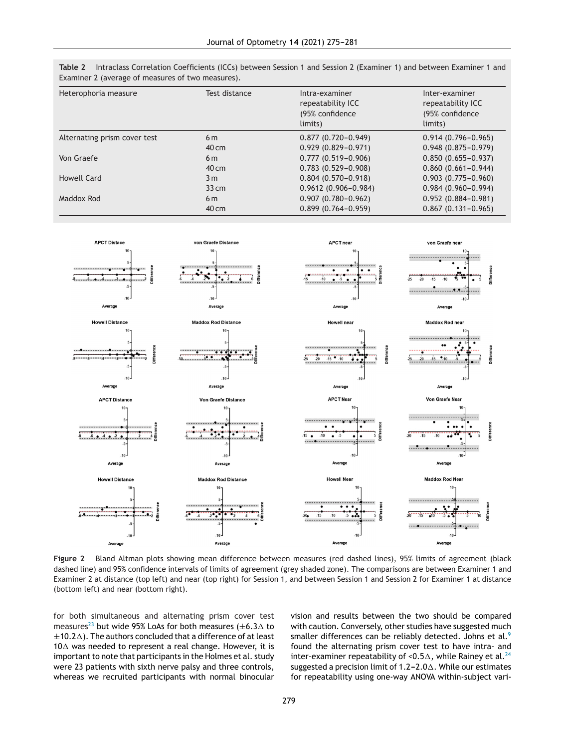**Table 2** Intraclass Correlation Coefficients (ICCs) between Session 1 and Session 2 (Examiner 1) and between Examiner 1 and Examiner 2 (average of measures of two measures).

| Heterophoria measure | Test distance | Intra-examiner repeatability ICC (95% confidence limits) | Inter-examiner repeatability ICC (95% confidence limits) |
|---|---|---|---|
| Alternating prism cover test | 6 m | 0.877 (0.720–0.949) | 0.914 (0.796–0.965) |
| | 40 cm | 0.929 (0.829–0.971) | 0.948 (0.875–0.979) |
| Von Graefe | 6 m | 0.777 (0.519–0.906) | 0.850 (0.655–0.937) |
| | 40 cm | 0.783 (0.529–0.908) | 0.860 (0.661–0.944) |
| Howell Card | 3 m | 0.804 (0.570–0.918) | 0.903 (0.775–0.960) |
| | 33 cm | 0.9612 (0.906–0.984) | 0.984 (0.960–0.994) |
| Maddox Rod | 6 m | 0.907 (0.780–0.962) | 0.952 (0.884–0.981) |
| | 40 cm | 0.899 (0.764–0.959) | 0.867 (0.131–0.965) |

**Figure 2** Bland Altman plots showing mean difference between measures (red dashed lines), 95% limits of agreement (black dashed line) and 95% confidence intervals of limits of agreement (grey shaded zone). The comparisons are between Examiner 1 and Examiner 2 at distance (top left) and near (top right) for Session 1, and between Session 1 and Session 2 for Examiner 1 at distance (bottom left) and near (bottom right).

for both simultaneous and alternating prism cover test measures[23] but wide 95% LoAs for both measures (±6.3Δ to ±10.2Δ). The authors concluded that a difference of at least 10Δ was needed to represent a real change. However, it is important to note that participants in the Holmes et al. study were 23 patients with sixth nerve palsy and three controls, whereas we recruited participants with normal binocular vision and results between the two should be compared with caution. Conversely, other studies have suggested much smaller differences can be reliably detected. Johns et al.[9] found the alternating prism cover test to have intra- and inter-examiner repeatability of <0.5Δ, while Rainey et al.[24] suggested a precision limit of 1.2–2.0Δ. While our estimates for repeatability using one-way ANOVA within-subject vari-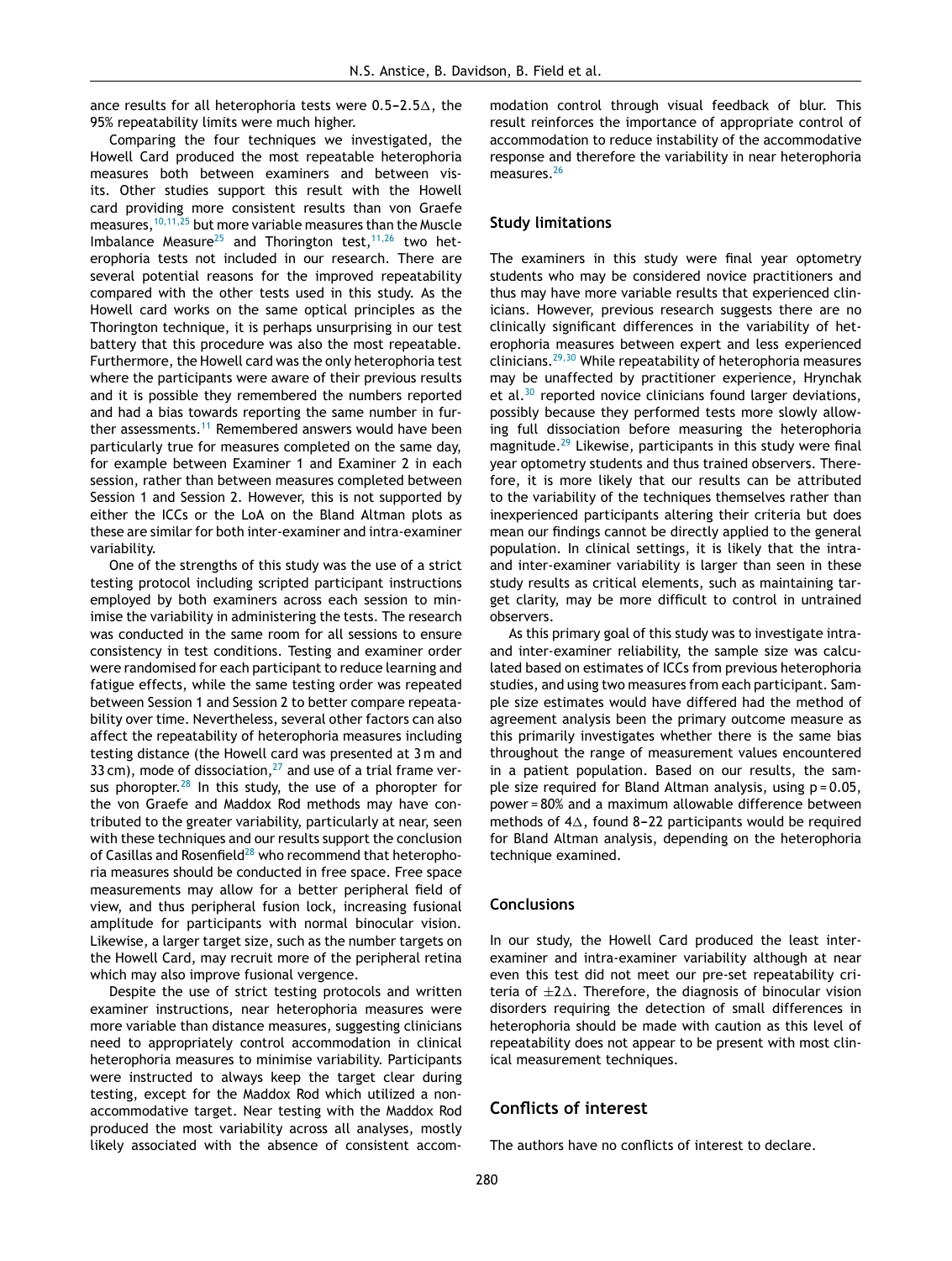ance results for all heterophoria tests were 0.5–2.5Δ, the 95% repeatability limits were much higher.

Comparing the four techniques we investigated, the Howell Card produced the most repeatable heterophoria measures both between examiners and between visits. Other studies support this result with the Howell card providing more consistent results than von Graefe measures,[10,11,25] but more variable measures than the Muscle Imbalance Measure[25] and Thorington test,[11,26] two heterophoria tests not included in our research. There are several potential reasons for the improved repeatability compared with the other tests used in this study. As the Howell card works on the same optical principles as the Thorington technique, it is perhaps unsurprising in our test battery that this procedure was also the most repeatable. Furthermore, the Howell card was the only heterophoria test where the participants were aware of their previous results and it is possible they remembered the numbers reported and had a bias towards reporting the same number in further assessments.[11] Remembered answers would have been particularly true for measures completed on the same day, for example between Examiner 1 and Examiner 2 in each session, rather than between measures completed between Session 1 and Session 2. However, this is not supported by either the ICCs or the LoA on the Bland Altman plots as these are similar for both inter-examiner and intra-examiner variability.

One of the strengths of this study was the use of a strict testing protocol including scripted participant instructions employed by both examiners across each session to minimise the variability in administering the tests. The research was conducted in the same room for all sessions to ensure consistency in test conditions. Testing and examiner order were randomised for each participant to reduce learning and fatigue effects, while the same testing order was repeated between Session 1 and Session 2 to better compare repeatability over time. Nevertheless, several other factors can also affect the repeatability of heterophoria measures including testing distance (the Howell card was presented at 3 m and 33 cm), mode of dissociation,[27] and use of a trial frame versus phoropter.[28] In this study, the use of a phoropter for the von Graefe and Maddox Rod methods may have contributed to the greater variability, particularly at near, seen with these techniques and our results support the conclusion of Casillas and Rosenfield[28] who recommend that heterophoria measures should be conducted in free space. Free space measurements may allow for a better peripheral field of view, and thus peripheral fusion lock, increasing fusional amplitude for participants with normal binocular vision. Likewise, a larger target size, such as the number targets on the Howell Card, may recruit more of the peripheral retina which may also improve fusional vergence.

Despite the use of strict testing protocols and written examiner instructions, near heterophoria measures were more variable than distance measures, suggesting clinicians need to appropriately control accommodation in clinical heterophoria measures to minimise variability. Participants were instructed to always keep the target clear during testing, except for the Maddox Rod which utilized a non-accommodative target. Near testing with the Maddox Rod produced the most variability across all analyses, mostly likely associated with the absence of consistent accommodation control through visual feedback of blur. This result reinforces the importance of appropriate control of accommodation to reduce instability of the accommodative response and therefore the variability in near heterophoria measures.[26]

### Study limitations

The examiners in this study were final year optometry students who may be considered novice practitioners and thus may have more variable results that experienced clinicians. However, previous research suggests there are no clinically significant differences in the variability of heterophoria measures between expert and less experienced clinicians.[29,30] While repeatability of heterophoria measures may be unaffected by practitioner experience, Hrynchak et al.[30] reported novice clinicians found larger deviations, possibly because they performed tests more slowly allowing full dissociation before measuring the heterophoria magnitude.[29] Likewise, participants in this study were final year optometry students and thus trained observers. Therefore, it is more likely that our results can be attributed to the variability of the techniques themselves rather than inexperienced participants altering their criteria but does mean our findings cannot be directly applied to the general population. In clinical settings, it is likely that the intra- and inter-examiner variability is larger than seen in these study results as critical elements, such as maintaining target clarity, may be more difficult to control in untrained observers.

As this primary goal of this study was to investigate intra- and inter-examiner reliability, the sample size was calculated based on estimates of ICCs from previous heterophoria studies, and using two measures from each participant. Sample size estimates would have differed had the method of agreement analysis been the primary outcome measure as this primarily investigates whether there is the same bias throughout the range of measurement values encountered in a patient population. Based on our results, the sample size required for Bland Altman analysis, using $p = 0.05$, power = 80% and a maximum allowable difference between methods of 4Δ, found 8–22 participants would be required for Bland Altman analysis, depending on the heterophoria technique examined.

### Conclusions

In our study, the Howell Card produced the least inter-examiner and intra-examiner variability although at near even this test did not meet our pre-set repeatability criteria of $\pm 2\Delta$. Therefore, the diagnosis of binocular vision disorders requiring the detection of small differences in heterophoria should be made with caution as this level of repeatability does not appear to be present with most clinical measurement techniques.

## Conflicts of interest

The authors have no conflicts of interest to declare.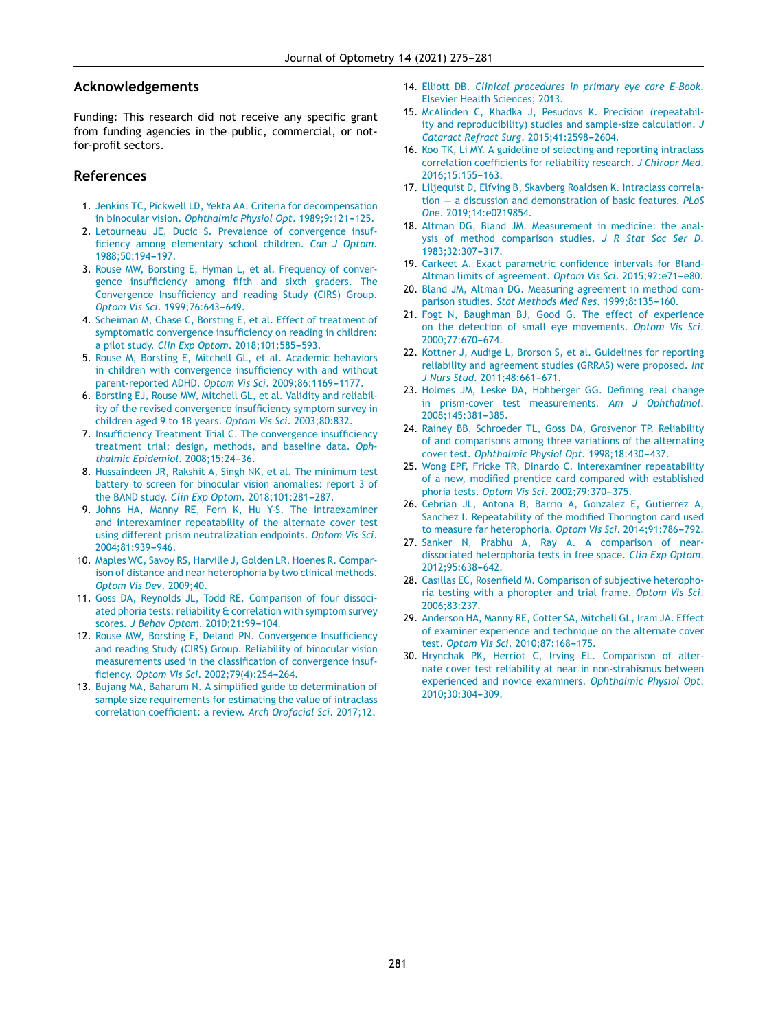## Acknowledgements

Funding: This research did not receive any specific grant from funding agencies in the public, commercial, or not-for-profit sectors.

## References

1. Jenkins TC, Pickwell LD, Yekta AA. Criteria for decompensation in binocular vision. *Ophthalmic Physiol Opt*. 1989;9:121–125.
2. Letourneau JE, Ducic S. Prevalence of convergence insufficiency among elementary school children. *Can J Optom*. 1988;50:194–197.
3. Rouse MW, Borsting E, Hyman L, et al. Frequency of convergence insufficiency among fifth and sixth graders. The Convergence Insufficiency and reading Study (CIRS) Group. *Optom Vis Sci*. 1999;76:643–649.
4. Scheiman M, Chase C, Borsting E, et al. Effect of treatment of symptomatic convergence insufficiency on reading in children: a pilot study. *Clin Exp Optom*. 2018;101:585–593.
5. Rouse M, Borsting E, Mitchell GL, et al. Academic behaviors in children with convergence insufficiency with and without parent-reported ADHD. *Optom Vis Sci*. 2009;86:1169–1177.
6. Borsting EJ, Rouse MW, Mitchell GL, et al. Validity and reliability of the revised convergence insufficiency symptom survey in children aged 9 to 18 years. *Optom Vis Sci*. 2003;80:832.
7. Insufficiency Treatment Trial C. The convergence insufficiency treatment trial: design, methods, and baseline data. *Ophthalmic Epidemiol*. 2008;15:24–36.
8. Hussaindeen JR, Rakshit A, Singh NK, et al. The minimum test battery to screen for binocular vision anomalies: report 3 of the BAND study. *Clin Exp Optom*. 2018;101:281–287.
9. Johns HA, Manny RE, Fern K, Hu Y-S. The intraexaminer and interexaminer repeatability of the alternate cover test using different prism neutralization endpoints. *Optom Vis Sci*. 2004;81:939–946.
10. Maples WC, Savoy RS, Harville J, Golden LR, Hoenes R. Comparison of distance and near heterophoria by two clinical methods. *Optom Vis Dev*. 2009;40.
11. Goss DA, Reynolds JL, Todd RE. Comparison of four dissociated phoria tests: reliability & correlation with symptom survey scores. *J Behav Optom*. 2010;21:99–104.
12. Rouse MW, Borsting E, Deland PN. Convergence Insufficiency and reading Study (CIRS) Group. Reliability of binocular vision measurements used in the classification of convergence insufficiency. *Optom Vis Sci*. 2002;79(4):254–264.
13. Bujang MA, Baharum N. A simplified guide to determination of sample size requirements for estimating the value of intraclass correlation coefficient: a review. *Arch Orofacial Sci*. 2017;12.
14. Elliott DB. *Clinical procedures in primary eye care E-Book*. Elsevier Health Sciences; 2013.
15. McAlinden C, Khadka J, Pesudovs K. Precision (repeatability and reproducibility) studies and sample-size calculation. *J Cataract Refract Surg*. 2015;41:2598–2604.
16. Koo TK, Li MY. A guideline of selecting and reporting intraclass correlation coefficients for reliability research. *J Chiropr Med*. 2016;15:155–163.
17. Liljequist D, Elfving B, Skavberg Roaldsen K. Intraclass correlation — a discussion and demonstration of basic features. *PLoS One*. 2019;14:e0219854.
18. Altman DG, Bland JM. Measurement in medicine: the analysis of method comparison studies. *J R Stat Soc Ser D*. 1983;32:307–317.
19. Carkeet A. Exact parametric confidence intervals for Bland-Altman limits of agreement. *Optom Vis Sci*. 2015;92:e71–e80.
20. Bland JM, Altman DG. Measuring agreement in method comparison studies. *Stat Methods Med Res*. 1999;8:135–160.
21. Fogt N, Baughman BJ, Good G. The effect of experience on the detection of small eye movements. *Optom Vis Sci*. 2000;77:670–674.
22. Kottner J, Audige L, Brorson S, et al. Guidelines for reporting reliability and agreement studies (GRRAS) were proposed. *Int J Nurs Stud*. 2011;48:661–671.
23. Holmes JM, Leske DA, Hohberger GG. Defining real change in prism-cover test measurements. *Am J Ophthalmol*. 2008;145:381–385.
24. Rainey BB, Schroeder TL, Goss DA, Grosvenor TP. Reliability of and comparisons among three variations of the alternating cover test. *Ophthalmic Physiol Opt*. 1998;18:430–437.
25. Wong EPF, Fricke TR, Dinardo C. Interexaminer repeatability of a new, modified prentice card compared with established phoria tests. *Optom Vis Sci*. 2002;79:370–375.
26. Cebrian JL, Antona B, Barrio A, Gonzalez E, Gutierrez A, Sanchez I. Repeatability of the modified Thorington card used to measure far heterophoria. *Optom Vis Sci*. 2014;91:786–792.
27. Sanker N, Prabhu A, Ray A. A comparison of near-dissociated heterophoria tests in free space. *Clin Exp Optom*. 2012;95:638–642.
28. Casillas EC, Rosenfield M. Comparison of subjective heterophoria testing with a phoropter and trial frame. *Optom Vis Sci*. 2006;83:237.
29. Anderson HA, Manny RE, Cotter SA, Mitchell GL, Irani JA. Effect of examiner experience and technique on the alternate cover test. *Optom Vis Sci*. 2010;87:168–175.
30. Hrynchak PK, Herriot C, Irving EL. Comparison of alternate cover test reliability at near in non-strabismus between experienced and novice examiners. *Ophthalmic Physiol Opt*. 2010;30:304–309.